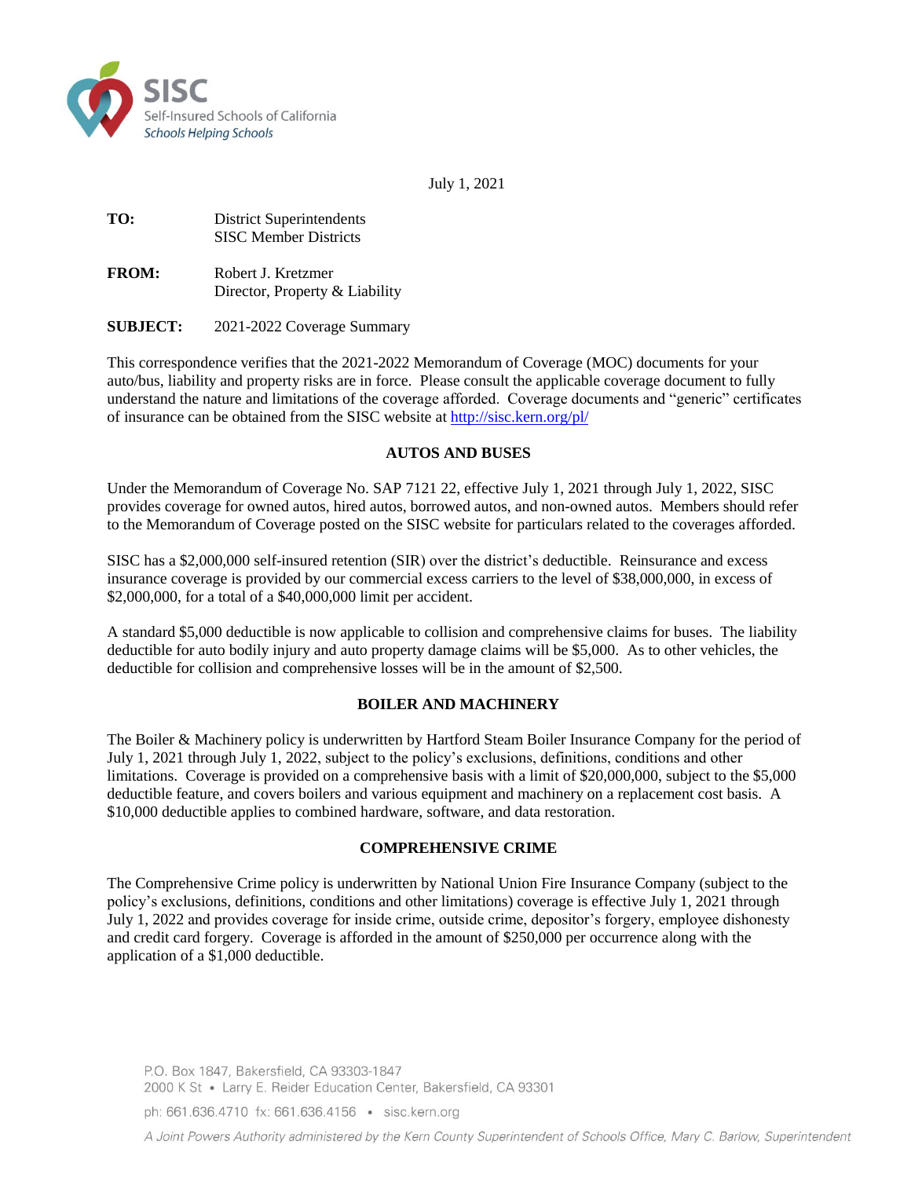SISC
Self-Insured Schools of California
*Schools Helping Schools*

July 1, 2021

**TO:** District Superintendents
SISC Member Districts

**FROM:** Robert J. Kretzmer
Director, Property & Liability

**SUBJECT:** 2021-2022 Coverage Summary

This correspondence verifies that the 2021-2022 Memorandum of Coverage (MOC) documents for your auto/bus, liability and property risks are in force. Please consult the applicable coverage document to fully understand the nature and limitations of the coverage afforded. Coverage documents and "generic" certificates of insurance can be obtained from the SISC website at http://sisc.kern.org/pl/

## AUTOS AND BUSES

Under the Memorandum of Coverage No. SAP 7121 22, effective July 1, 2021 through July 1, 2022, SISC provides coverage for owned autos, hired autos, borrowed autos, and non-owned autos. Members should refer to the Memorandum of Coverage posted on the SISC website for particulars related to the coverages afforded.

SISC has a $2,000,000 self-insured retention (SIR) over the district's deductible. Reinsurance and excess insurance coverage is provided by our commercial excess carriers to the level of $38,000,000, in excess of $2,000,000, for a total of a $40,000,000 limit per accident.

A standard $5,000 deductible is now applicable to collision and comprehensive claims for buses. The liability deductible for auto bodily injury and auto property damage claims will be $5,000. As to other vehicles, the deductible for collision and comprehensive losses will be in the amount of $2,500.

## BOILER AND MACHINERY

The Boiler & Machinery policy is underwritten by Hartford Steam Boiler Insurance Company for the period of July 1, 2021 through July 1, 2022, subject to the policy's exclusions, definitions, conditions and other limitations. Coverage is provided on a comprehensive basis with a limit of $20,000,000, subject to the $5,000 deductible feature, and covers boilers and various equipment and machinery on a replacement cost basis. A $10,000 deductible applies to combined hardware, software, and data restoration.

## COMPREHENSIVE CRIME

The Comprehensive Crime policy is underwritten by National Union Fire Insurance Company (subject to the policy's exclusions, definitions, conditions and other limitations) coverage is effective July 1, 2021 through July 1, 2022 and provides coverage for inside crime, outside crime, depositor's forgery, employee dishonesty and credit card forgery. Coverage is afforded in the amount of $250,000 per occurrence along with the application of a $1,000 deductible.

P.O. Box 1847, Bakersfield, CA 93303-1847
2000 K St • Larry E. Reider Education Center, Bakersfield, CA 93301
ph: 661.636.4710 fx: 661.636.4156 • sisc.kern.org
*A Joint Powers Authority administered by the Kern County Superintendent of Schools Office, Mary C. Barlow, Superintendent*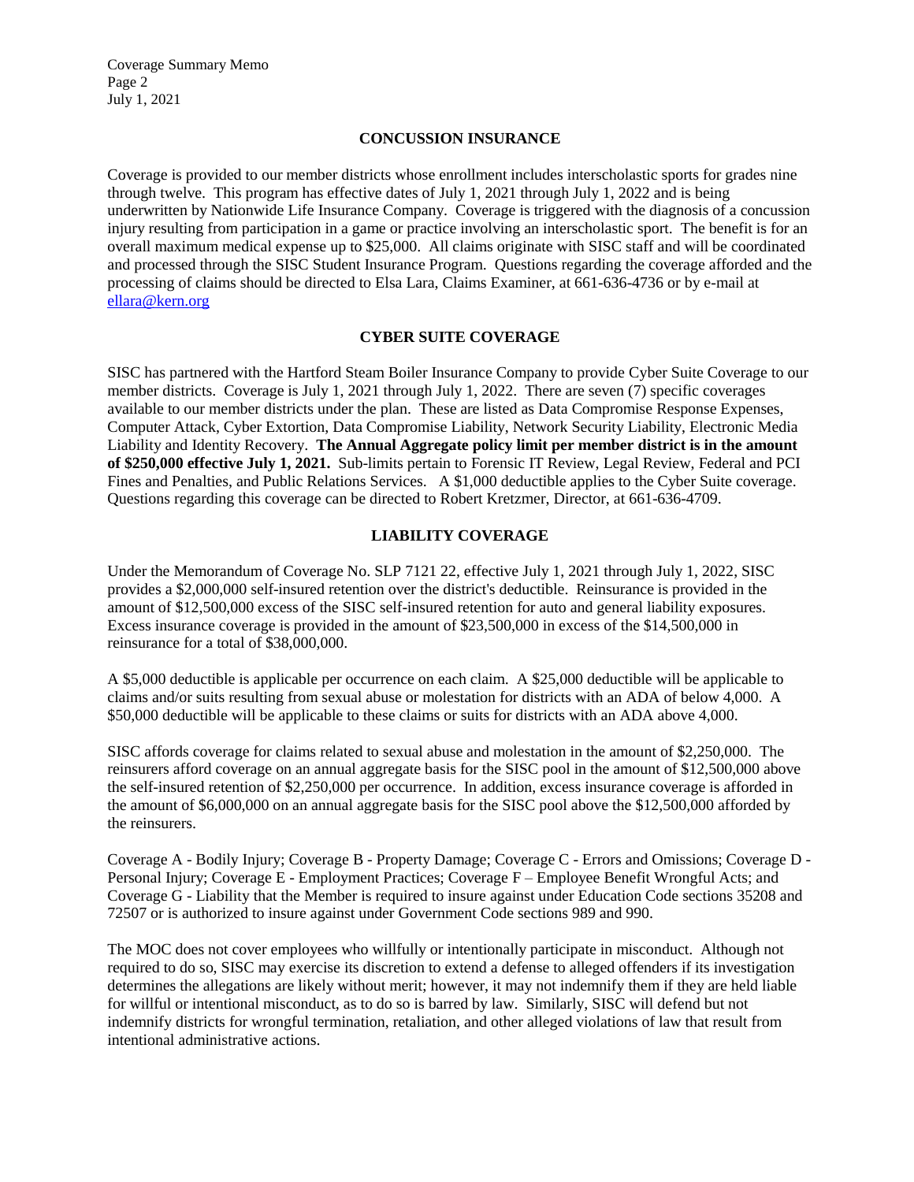## CONCUSSION INSURANCE

Coverage is provided to our member districts whose enrollment includes interscholastic sports for grades nine through twelve. This program has effective dates of July 1, 2021 through July 1, 2022 and is being underwritten by Nationwide Life Insurance Company. Coverage is triggered with the diagnosis of a concussion injury resulting from participation in a game or practice involving an interscholastic sport. The benefit is for an overall maximum medical expense up to $25,000. All claims originate with SISC staff and will be coordinated and processed through the SISC Student Insurance Program. Questions regarding the coverage afforded and the processing of claims should be directed to Elsa Lara, Claims Examiner, at 661-636-4736 or by e-mail at ellara@kern.org

## CYBER SUITE COVERAGE

SISC has partnered with the Hartford Steam Boiler Insurance Company to provide Cyber Suite Coverage to our member districts. Coverage is July 1, 2021 through July 1, 2022. There are seven (7) specific coverages available to our member districts under the plan. These are listed as Data Compromise Response Expenses, Computer Attack, Cyber Extortion, Data Compromise Liability, Network Security Liability, Electronic Media Liability and Identity Recovery. **The Annual Aggregate policy limit per member district is in the amount of $250,000 effective July 1, 2021.** Sub-limits pertain to Forensic IT Review, Legal Review, Federal and PCI Fines and Penalties, and Public Relations Services. A $1,000 deductible applies to the Cyber Suite coverage. Questions regarding this coverage can be directed to Robert Kretzmer, Director, at 661-636-4709.

## LIABILITY COVERAGE

Under the Memorandum of Coverage No. SLP 7121 22, effective July 1, 2021 through July 1, 2022, SISC provides a $2,000,000 self-insured retention over the district's deductible. Reinsurance is provided in the amount of $12,500,000 excess of the SISC self-insured retention for auto and general liability exposures. Excess insurance coverage is provided in the amount of $23,500,000 in excess of the $14,500,000 in reinsurance for a total of $38,000,000.

A $5,000 deductible is applicable per occurrence on each claim. A $25,000 deductible will be applicable to claims and/or suits resulting from sexual abuse or molestation for districts with an ADA of below 4,000. A $50,000 deductible will be applicable to these claims or suits for districts with an ADA above 4,000.

SISC affords coverage for claims related to sexual abuse and molestation in the amount of $2,250,000. The reinsurers afford coverage on an annual aggregate basis for the SISC pool in the amount of $12,500,000 above the self-insured retention of $2,250,000 per occurrence. In addition, excess insurance coverage is afforded in the amount of $6,000,000 on an annual aggregate basis for the SISC pool above the $12,500,000 afforded by the reinsurers.

Coverage A - Bodily Injury; Coverage B - Property Damage; Coverage C - Errors and Omissions; Coverage D - Personal Injury; Coverage E - Employment Practices; Coverage F – Employee Benefit Wrongful Acts; and Coverage G - Liability that the Member is required to insure against under Education Code sections 35208 and 72507 or is authorized to insure against under Government Code sections 989 and 990.

The MOC does not cover employees who willfully or intentionally participate in misconduct. Although not required to do so, SISC may exercise its discretion to extend a defense to alleged offenders if its investigation determines the allegations are likely without merit; however, it may not indemnify them if they are held liable for willful or intentional misconduct, as to do so is barred by law. Similarly, SISC will defend but not indemnify districts for wrongful termination, retaliation, and other alleged violations of law that result from intentional administrative actions.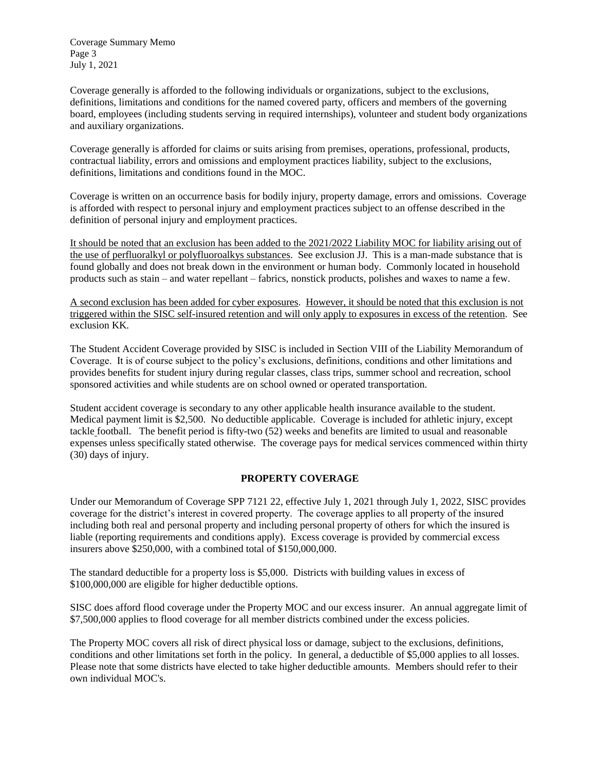Coverage generally is afforded to the following individuals or organizations, subject to the exclusions, definitions, limitations and conditions for the named covered party, officers and members of the governing board, employees (including students serving in required internships), volunteer and student body organizations and auxiliary organizations.

Coverage generally is afforded for claims or suits arising from premises, operations, professional, products, contractual liability, errors and omissions and employment practices liability, subject to the exclusions, definitions, limitations and conditions found in the MOC.

Coverage is written on an occurrence basis for bodily injury, property damage, errors and omissions. Coverage is afforded with respect to personal injury and employment practices subject to an offense described in the definition of personal injury and employment practices.

<u>It should be noted that an exclusion has been added to the 2021/2022 Liability MOC for liability arising out of the use of perfluoralkyl or polyfluoroalkys substances</u>. See exclusion JJ. This is a man-made substance that is found globally and does not break down in the environment or human body. Commonly located in household products such as stain – and water repellant – fabrics, nonstick products, polishes and waxes to name a few.

<u>A second exclusion has been added for cyber exposures</u>. <u>However, it should be noted that this exclusion is not triggered within the SISC self-insured retention and will only apply to exposures in excess of the retention</u>. See exclusion KK.

The Student Accident Coverage provided by SISC is included in Section VIII of the Liability Memorandum of Coverage. It is of course subject to the policy's exclusions, definitions, conditions and other limitations and provides benefits for student injury during regular classes, class trips, summer school and recreation, school sponsored activities and while students are on school owned or operated transportation.

Student accident coverage is secondary to any other applicable health insurance available to the student. Medical payment limit is $2,500. No deductible applicable. Coverage is included for athletic injury, except tackle football. The benefit period is fifty-two (52) weeks and benefits are limited to usual and reasonable expenses unless specifically stated otherwise. The coverage pays for medical services commenced within thirty (30) days of injury.

## PROPERTY COVERAGE

Under our Memorandum of Coverage SPP 7121 22, effective July 1, 2021 through July 1, 2022, SISC provides coverage for the district's interest in covered property. The coverage applies to all property of the insured including both real and personal property and including personal property of others for which the insured is liable (reporting requirements and conditions apply). Excess coverage is provided by commercial excess insurers above $250,000, with a combined total of $150,000,000.

The standard deductible for a property loss is $5,000. Districts with building values in excess of $100,000,000 are eligible for higher deductible options.

SISC does afford flood coverage under the Property MOC and our excess insurer. An annual aggregate limit of $7,500,000 applies to flood coverage for all member districts combined under the excess policies.

The Property MOC covers all risk of direct physical loss or damage, subject to the exclusions, definitions, conditions and other limitations set forth in the policy. In general, a deductible of $5,000 applies to all losses. Please note that some districts have elected to take higher deductible amounts. Members should refer to their own individual MOC's.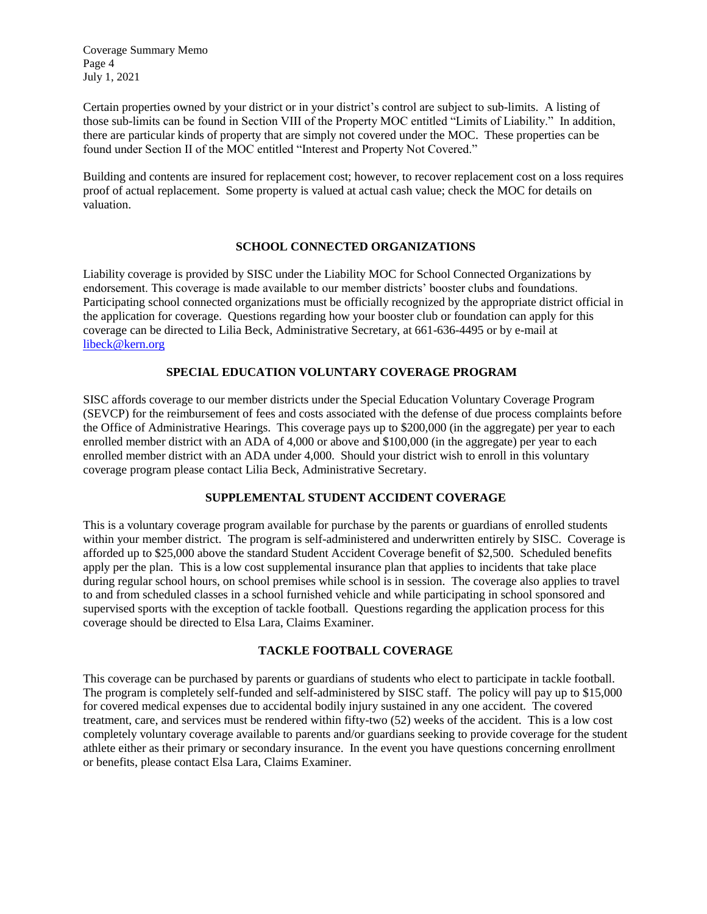Certain properties owned by your district or in your district's control are subject to sub-limits. A listing of those sub-limits can be found in Section VIII of the Property MOC entitled "Limits of Liability." In addition, there are particular kinds of property that are simply not covered under the MOC. These properties can be found under Section II of the MOC entitled "Interest and Property Not Covered."

Building and contents are insured for replacement cost; however, to recover replacement cost on a loss requires proof of actual replacement. Some property is valued at actual cash value; check the MOC for details on valuation.

## SCHOOL CONNECTED ORGANIZATIONS

Liability coverage is provided by SISC under the Liability MOC for School Connected Organizations by endorsement. This coverage is made available to our member districts' booster clubs and foundations. Participating school connected organizations must be officially recognized by the appropriate district official in the application for coverage. Questions regarding how your booster club or foundation can apply for this coverage can be directed to Lilia Beck, Administrative Secretary, at 661-636-4495 or by e-mail at libeck@kern.org

## SPECIAL EDUCATION VOLUNTARY COVERAGE PROGRAM

SISC affords coverage to our member districts under the Special Education Voluntary Coverage Program (SEVCP) for the reimbursement of fees and costs associated with the defense of due process complaints before the Office of Administrative Hearings. This coverage pays up to $200,000 (in the aggregate) per year to each enrolled member district with an ADA of 4,000 or above and $100,000 (in the aggregate) per year to each enrolled member district with an ADA under 4,000. Should your district wish to enroll in this voluntary coverage program please contact Lilia Beck, Administrative Secretary.

## SUPPLEMENTAL STUDENT ACCIDENT COVERAGE

This is a voluntary coverage program available for purchase by the parents or guardians of enrolled students within your member district. The program is self-administered and underwritten entirely by SISC. Coverage is afforded up to $25,000 above the standard Student Accident Coverage benefit of $2,500. Scheduled benefits apply per the plan. This is a low cost supplemental insurance plan that applies to incidents that take place during regular school hours, on school premises while school is in session. The coverage also applies to travel to and from scheduled classes in a school furnished vehicle and while participating in school sponsored and supervised sports with the exception of tackle football. Questions regarding the application process for this coverage should be directed to Elsa Lara, Claims Examiner.

## TACKLE FOOTBALL COVERAGE

This coverage can be purchased by parents or guardians of students who elect to participate in tackle football. The program is completely self-funded and self-administered by SISC staff. The policy will pay up to $15,000 for covered medical expenses due to accidental bodily injury sustained in any one accident. The covered treatment, care, and services must be rendered within fifty-two (52) weeks of the accident. This is a low cost completely voluntary coverage available to parents and/or guardians seeking to provide coverage for the student athlete either as their primary or secondary insurance. In the event you have questions concerning enrollment or benefits, please contact Elsa Lara, Claims Examiner.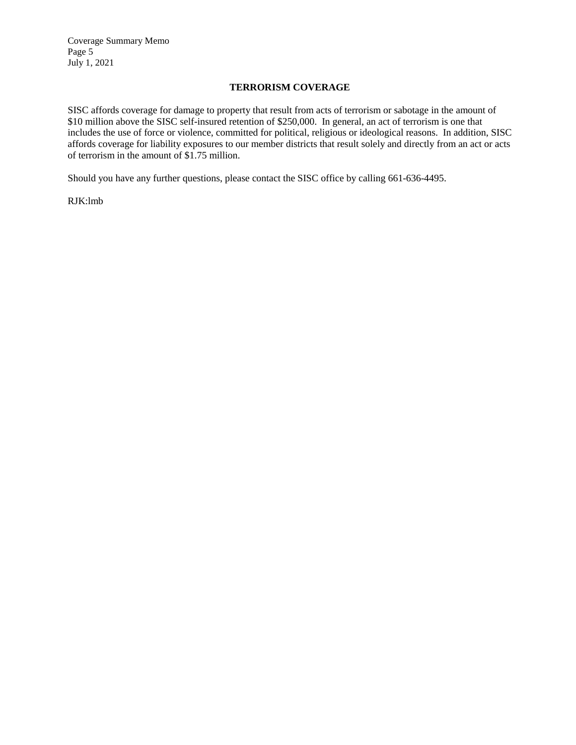## TERRORISM COVERAGE

SISC affords coverage for damage to property that result from acts of terrorism or sabotage in the amount of $10 million above the SISC self-insured retention of $250,000. In general, an act of terrorism is one that includes the use of force or violence, committed for political, religious or ideological reasons. In addition, SISC affords coverage for liability exposures to our member districts that result solely and directly from an act or acts of terrorism in the amount of $1.75 million.

Should you have any further questions, please contact the SISC office by calling 661-636-4495.

RJK:lmb